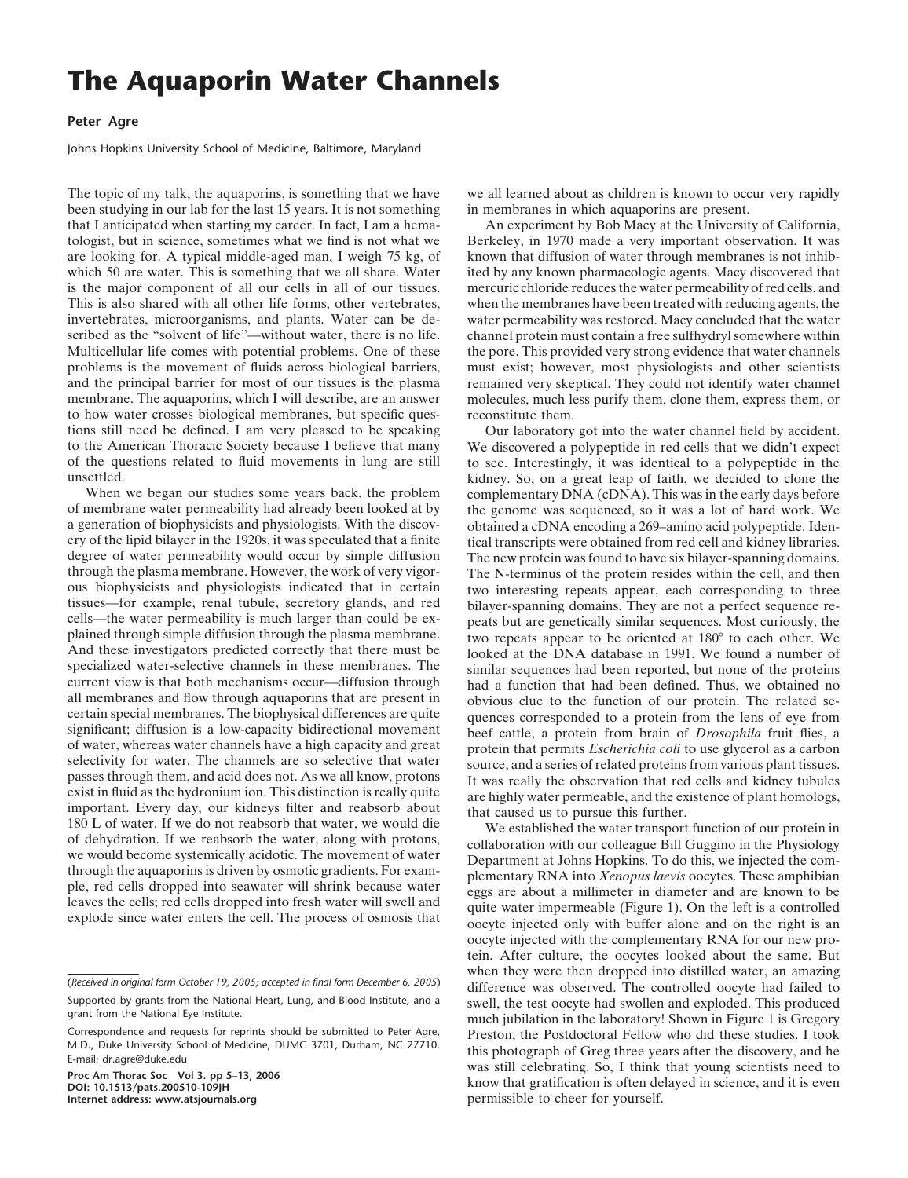# The Aquaporin Water Channels

**Peter Agre**

Johns Hopkins University School of Medicine, Baltimore, Maryland

The topic of my talk, the aquaporins, is something that we have been studying in our lab for the last 15 years. It is not something that I anticipated when starting my career. In fact, I am a hematologist, but in science, sometimes what we find is not what we are looking for. A typical middle-aged man, I weigh 75 kg, of which 50 are water. This is something that we all share. Water is the major component of all our cells in all of our tissues. This is also shared with all other life forms, other vertebrates, invertebrates, microorganisms, and plants. Water can be described as the "solvent of life"—without water, there is no life. Multicellular life comes with potential problems. One of these problems is the movement of fluids across biological barriers, and the principal barrier for most of our tissues is the plasma membrane. The aquaporins, which I will describe, are an answer to how water crosses biological membranes, but specific questions still need be defined. I am very pleased to be speaking to the American Thoracic Society because I believe that many of the questions related to fluid movements in lung are still unsettled.

When we began our studies some years back, the problem of membrane water permeability had already been looked at by a generation of biophysicists and physiologists. With the discovery of the lipid bilayer in the 1920s, it was speculated that a finite degree of water permeability would occur by simple diffusion through the plasma membrane. However, the work of very vigorous biophysicists and physiologists indicated that in certain tissues—for example, renal tubule, secretory glands, and red cells—the water permeability is much larger than could be explained through simple diffusion through the plasma membrane. And these investigators predicted correctly that there must be specialized water-selective channels in these membranes. The current view is that both mechanisms occur—diffusion through all membranes and flow through aquaporins that are present in certain special membranes. The biophysical differences are quite significant; diffusion is a low-capacity bidirectional movement of water, whereas water channels have a high capacity and great selectivity for water. The channels are so selective that water passes through them, and acid does not. As we all know, protons exist in fluid as the hydronium ion. This distinction is really quite important. Every day, our kidneys filter and reabsorb about 180 L of water. If we do not reabsorb that water, we would die of dehydration. If we reabsorb the water, along with protons, we would become systemically acidotic. The movement of water through the aquaporins is driven by osmotic gradients. For example, red cells dropped into seawater will shrink because water leaves the cells; red cells dropped into fresh water will swell and explode since water enters the cell. The process of osmosis that we all learned about as children is known to occur very rapidly in membranes in which aquaporins are present.

An experiment by Bob Macy at the University of California, Berkeley, in 1970 made a very important observation. It was known that diffusion of water through membranes is not inhibited by any known pharmacologic agents. Macy discovered that mercuric chloride reduces the water permeability of red cells, and when the membranes have been treated with reducing agents, the water permeability was restored. Macy concluded that the water channel protein must contain a free sulfhydryl somewhere within the pore. This provided very strong evidence that water channels must exist; however, most physiologists and other scientists remained very skeptical. They could not identify water channel molecules, much less purify them, clone them, express them, or reconstitute them.

Our laboratory got into the water channel field by accident. We discovered a polypeptide in red cells that we didn't expect to see. Interestingly, it was identical to a polypeptide in the kidney. So, on a great leap of faith, we decided to clone the complementary DNA (cDNA). This was in the early days before the genome was sequenced, so it was a lot of hard work. We obtained a cDNA encoding a 269–amino acid polypeptide. Identical transcripts were obtained from red cell and kidney libraries. The new protein was found to have six bilayer-spanning domains. The N-terminus of the protein resides within the cell, and then two interesting repeats appear, each corresponding to three bilayer-spanning domains. They are not a perfect sequence repeats but are genetically similar sequences. Most curiously, the two repeats appear to be oriented at 180° to each other. We looked at the DNA database in 1991. We found a number of similar sequences had been reported, but none of the proteins had a function that had been defined. Thus, we obtained no obvious clue to the function of our protein. The related sequences corresponded to a protein from the lens of eye from beef cattle, a protein from brain of *Drosophila* fruit flies, a protein that permits *Escherichia coli* to use glycerol as a carbon source, and a series of related proteins from various plant tissues. It was really the observation that red cells and kidney tubules are highly water permeable, and the existence of plant homologs, that caused us to pursue this further.

We established the water transport function of our protein in collaboration with our colleague Bill Guggino in the Physiology Department at Johns Hopkins. To do this, we injected the complementary RNA into *Xenopus laevis* oocytes. These amphibian eggs are about a millimeter in diameter and are known to be quite water impermeable (Figure 1). On the left is a controlled oocyte injected only with buffer alone and on the right is an oocyte injected with the complementary RNA for our new protein. After culture, the oocytes looked about the same. But when they were then dropped into distilled water, an amazing difference was observed. The controlled oocyte had failed to swell, the test oocyte had swollen and exploded. This produced much jubilation in the laboratory! Shown in Figure 1 is Gregory Preston, the Postdoctoral Fellow who did these studies. I took this photograph of Greg three years after the discovery, and he was still celebrating. So, I think that young scientists need to know that gratification is often delayed in science, and it is even permissible to cheer for yourself.

(*Received in original form October 19, 2005; accepted in final form December 6, 2005*)

Supported by grants from the National Heart, Lung, and Blood Institute, and a grant from the National Eye Institute.

Correspondence and requests for reprints should be submitted to Peter Agre, M.D., Duke University School of Medicine, DUMC 3701, Durham, NC 27710. E-mail: dr.agre@duke.edu

**Proc Am Thorac Soc Vol 3. pp 5–13, 2006**
**DOI: 10.1513/pats.200510-109JH**
**Internet address: www.atsjournals.org**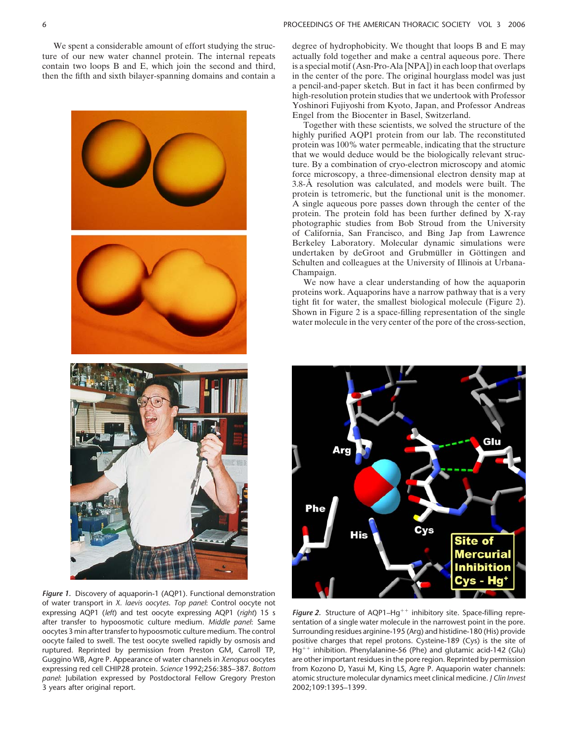We spent a considerable amount of effort studying the structure of our new water channel protein. The internal repeats contain two loops B and E, which join the second and third, then the fifth and sixth bilayer-spanning domains and contain a degree of hydrophobicity. We thought that loops B and E may actually fold together and make a central aqueous pore. There is a special motif (Asn-Pro-Ala [NPA]) in each loop that overlaps in the center of the pore. The original hourglass model was just a pencil-and-paper sketch. But in fact it has been confirmed by high-resolution protein studies that we undertook with Professor Yoshinori Fujiyoshi from Kyoto, Japan, and Professor Andreas Engel from the Biocenter in Basel, Switzerland.

Together with these scientists, we solved the structure of the highly purified AQP1 protein from our lab. The reconstituted protein was 100% water permeable, indicating that the structure that we would deduce would be the biologically relevant structure. By a combination of cryo-electron microscopy and atomic force microscopy, a three-dimensional electron density map at 3.8-Å resolution was calculated, and models were built. The protein is tetromeric, but the functional unit is the monomer. A single aqueous pore passes down through the center of the protein. The protein fold has been further defined by X-ray photographic studies from Bob Stroud from the University of California, San Francisco, and Bing Jap from Lawrence Berkeley Laboratory. Molecular dynamic simulations were undertaken by deGroot and Grubmüller in Göttingen and Schulten and colleagues at the University of Illinois at Urbana-Champaign.

We now have a clear understanding of how the aquaporin proteins work. Aquaporins have a narrow pathway that is a very tight fit for water, the smallest biological molecule (Figure 2). Shown in Figure 2 is a space-filling representation of the single water molecule in the very center of the pore of the cross-section,

*Figure 1.* Discovery of aquaporin-1 (AQP1). Functional demonstration of water transport in *X. laevis oocytes*. *Top panel*: Control oocyte not expressing AQP1 (*left*) and test oocyte expressing AQP1 (*right*) 15 s after transfer to hypoosmotic culture medium. *Middle panel*: Same oocytes 3 min after transfer to hypoosmotic culture medium. The control oocyte failed to swell. The test oocyte swelled rapidly by osmosis and ruptured. Reprinted by permission from Preston GM, Carroll TP, Guggino WB, Agre P. Appearance of water channels in *Xenopus* oocytes expressing red cell CHIP28 protein. *Science* 1992;256:385–387. *Bottom panel*: Jubilation expressed by Postdoctoral Fellow Gregory Preston 3 years after original report.

*Figure 2.* Structure of AQP1–$Hg^{++}$ inhibitory site. Space-filling representation of a single water molecule in the narrowest point in the pore. Surrounding residues arginine-195 (Arg) and histidine-180 (His) provide positive charges that repel protons. Cysteine-189 (Cys) is the site of $Hg^{++}$ inhibition. Phenylalanine-56 (Phe) and glutamic acid-142 (Glu) are other important residues in the pore region. Reprinted by permission from Kozono D, Yasui M, King LS, Agre P. Aquaporin water channels: atomic structure molecular dynamics meet clinical medicine. *J Clin Invest* 2002;109:1395–1399.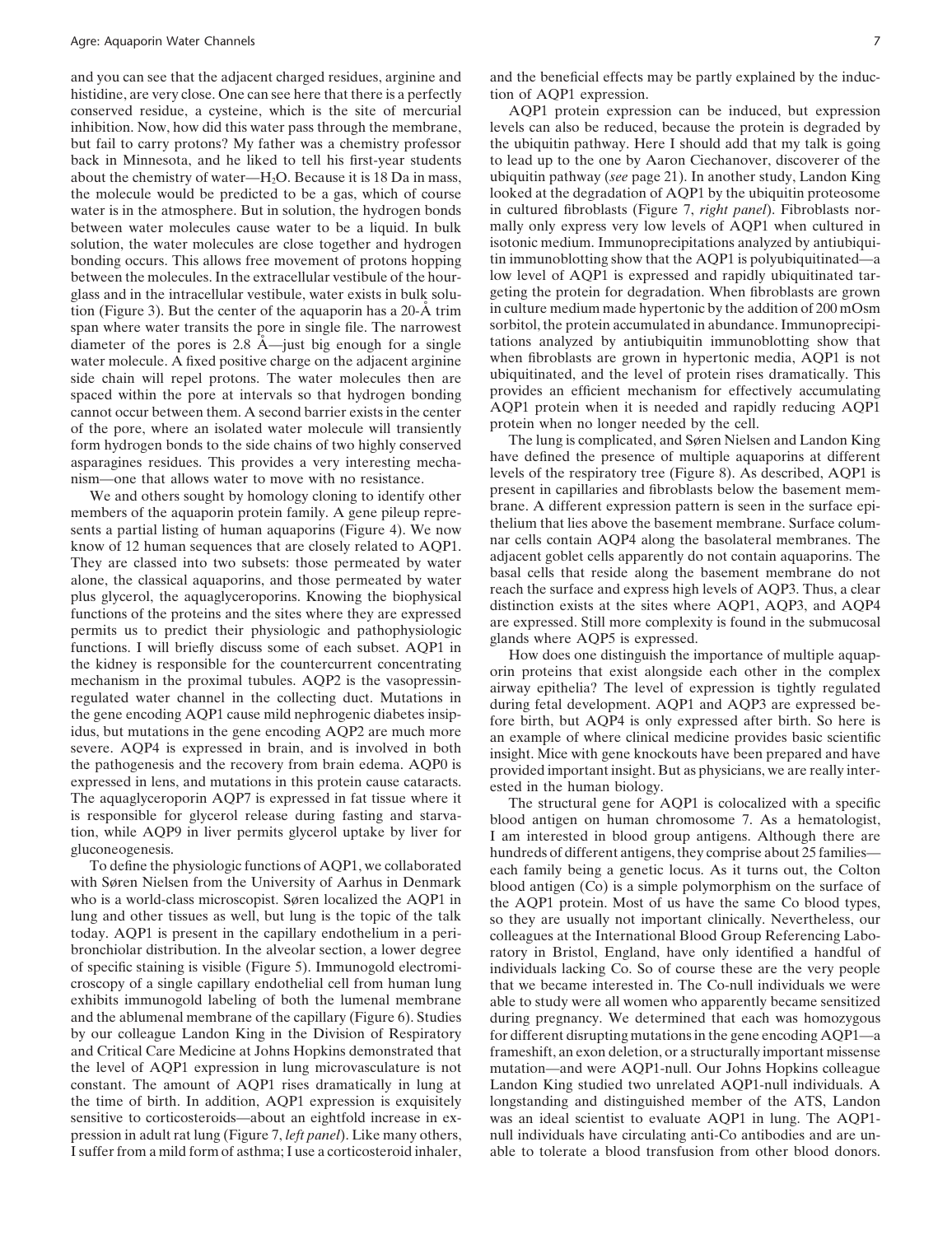and you can see that the adjacent charged residues, arginine and histidine, are very close. One can see here that there is a perfectly conserved residue, a cysteine, which is the site of mercurial inhibition. Now, how did this water pass through the membrane, but fail to carry protons? My father was a chemistry professor back in Minnesota, and he liked to tell his first-year students about the chemistry of water—$H_2O$. Because it is 18 Da in mass, the molecule would be predicted to be a gas, which of course water is in the atmosphere. But in solution, the hydrogen bonds between water molecules cause water to be a liquid. In bulk solution, the water molecules are close together and hydrogen bonding occurs. This allows free movement of protons hopping between the molecules. In the extracellular vestibule of the hourglass and in the intracellular vestibule, water exists in bulk solution (Figure 3). But the center of the aquaporin has a 20-Å trim span where water transits the pore in single file. The narrowest diameter of the pores is 2.8 Å—just big enough for a single water molecule. A fixed positive charge on the adjacent arginine side chain will repel protons. The water molecules then are spaced within the pore at intervals so that hydrogen bonding cannot occur between them. A second barrier exists in the center of the pore, where an isolated water molecule will transiently form hydrogen bonds to the side chains of two highly conserved asparagines residues. This provides a very interesting mechanism—one that allows water to move with no resistance.

We and others sought by homology cloning to identify other members of the aquaporin protein family. A gene pileup represents a partial listing of human aquaporins (Figure 4). We now know of 12 human sequences that are closely related to AQP1. They are classed into two subsets: those permeated by water alone, the classical aquaporins, and those permeated by water plus glycerol, the aquaglyceroporins. Knowing the biophysical functions of the proteins and the sites where they are expressed permits us to predict their physiologic and pathophysiologic functions. I will briefly discuss some of each subset. AQP1 in the kidney is responsible for the countercurrent concentrating mechanism in the proximal tubules. AQP2 is the vasopressin-regulated water channel in the collecting duct. Mutations in the gene encoding AQP1 cause mild nephrogenic diabetes insipidus, but mutations in the gene encoding AQP2 are much more severe. AQP4 is expressed in brain, and is involved in both the pathogenesis and the recovery from brain edema. AQP0 is expressed in lens, and mutations in this protein cause cataracts. The aquaglyceroporin AQP7 is expressed in fat tissue where it is responsible for glycerol release during fasting and starvation, while AQP9 in liver permits glycerol uptake by liver for gluconeogenesis.

To define the physiologic functions of AQP1, we collaborated with Søren Nielsen from the University of Aarhus in Denmark who is a world-class microscopist. Søren localized the AQP1 in lung and other tissues as well, but lung is the topic of the talk today. AQP1 is present in the capillary endothelium in a peribronchiolar distribution. In the alveolar section, a lower degree of specific staining is visible (Figure 5). Immunogold electromicroscopy of a single capillary endothelial cell from human lung exhibits immunogold labeling of both the lumenal membrane and the ablumenal membrane of the capillary (Figure 6). Studies by our colleague Landon King in the Division of Respiratory and Critical Care Medicine at Johns Hopkins demonstrated that the level of AQP1 expression in lung microvasculature is not constant. The amount of AQP1 rises dramatically in lung at the time of birth. In addition, AQP1 expression is exquisitely sensitive to corticosteroids—about an eightfold increase in expression in adult rat lung (Figure 7, *left panel*). Like many others, I suffer from a mild form of asthma; I use a corticosteroid inhaler, and the beneficial effects may be partly explained by the induction of AQP1 expression.

AQP1 protein expression can be induced, but expression levels can also be reduced, because the protein is degraded by the ubiquitin pathway. Here I should add that my talk is going to lead up to the one by Aaron Ciechanover, discoverer of the ubiquitin pathway (*see* page 21). In another study, Landon King looked at the degradation of AQP1 by the ubiquitin proteosome in cultured fibroblasts (Figure 7, *right panel*). Fibroblasts normally only express very low levels of AQP1 when cultured in isotonic medium. Immunoprecipitations analyzed by antiubiquitin immunoblotting show that the AQP1 is polyubiquitinated—a low level of AQP1 is expressed and rapidly ubiquitinated targeting the protein for degradation. When fibroblasts are grown in culture medium made hypertonic by the addition of 200 mOsm sorbitol, the protein accumulated in abundance. Immunoprecipitations analyzed by antiubiquitin immunoblotting show that when fibroblasts are grown in hypertonic media, AQP1 is not ubiquitinated, and the level of protein rises dramatically. This provides an efficient mechanism for effectively accumulating AQP1 protein when it is needed and rapidly reducing AQP1 protein when no longer needed by the cell.

The lung is complicated, and Søren Nielsen and Landon King have defined the presence of multiple aquaporins at different levels of the respiratory tree (Figure 8). As described, AQP1 is present in capillaries and fibroblasts below the basement membrane. A different expression pattern is seen in the surface epithelium that lies above the basement membrane. Surface columnar cells contain AQP4 along the basolateral membranes. The adjacent goblet cells apparently do not contain aquaporins. The basal cells that reside along the basement membrane do not reach the surface and express high levels of AQP3. Thus, a clear distinction exists at the sites where AQP1, AQP3, and AQP4 are expressed. Still more complexity is found in the submucosal glands where AQP5 is expressed.

How does one distinguish the importance of multiple aquaporin proteins that exist alongside each other in the complex airway epithelia? The level of expression is tightly regulated during fetal development. AQP1 and AQP3 are expressed before birth, but AQP4 is only expressed after birth. So here is an example of where clinical medicine provides basic scientific insight. Mice with gene knockouts have been prepared and have provided important insight. But as physicians, we are really interested in the human biology.

The structural gene for AQP1 is colocalized with a specific blood antigen on human chromosome 7. As a hematologist, I am interested in blood group antigens. Although there are hundreds of different antigens, they comprise about 25 families—each family being a genetic locus. As it turns out, the Colton blood antigen (Co) is a simple polymorphism on the surface of the AQP1 protein. Most of us have the same Co blood types, so they are usually not important clinically. Nevertheless, our colleagues at the International Blood Group Referencing Laboratory in Bristol, England, have only identified a handful of individuals lacking Co. So of course these are the very people that we became interested in. The Co-null individuals we were able to study were all women who apparently became sensitized during pregnancy. We determined that each was homozygous for different disrupting mutations in the gene encoding AQP1—a frameshift, an exon deletion, or a structurally important missense mutation—and were AQP1-null. Our Johns Hopkins colleague Landon King studied two unrelated AQP1-null individuals. A longstanding and distinguished member of the ATS, Landon was an ideal scientist to evaluate AQP1 in lung. The AQP1-null individuals have circulating anti-Co antibodies and are unable to tolerate a blood transfusion from other blood donors.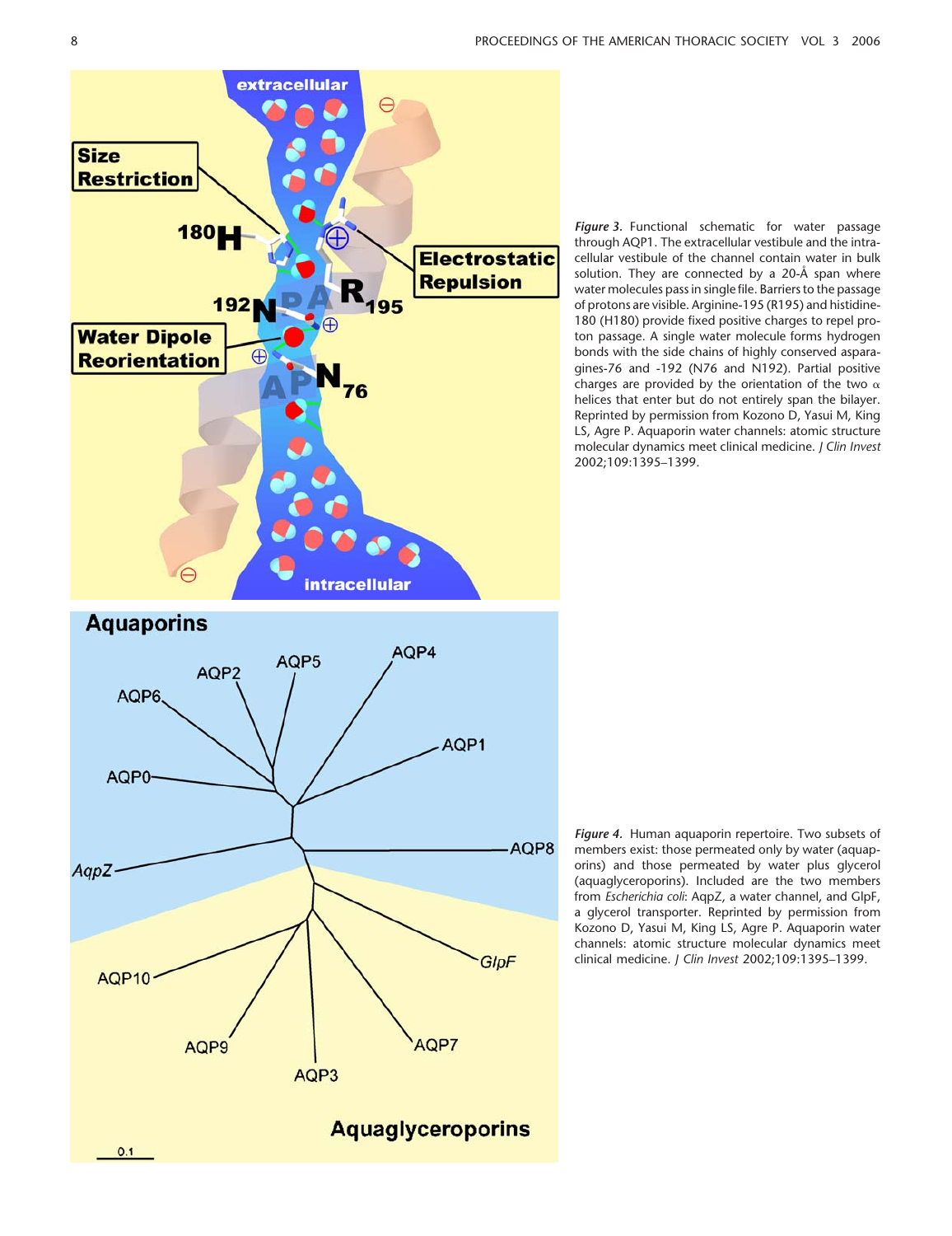*Figure 3.* Functional schematic for water passage through AQP1. The extracellular vestibule and the intracellular vestibule of the channel contain water in bulk solution. They are connected by a 20-Å span where water molecules pass in single file. Barriers to the passage of protons are visible. Arginine-195 (R195) and histidine-180 (H180) provide fixed positive charges to repel proton passage. A single water molecule forms hydrogen bonds with the side chains of highly conserved asparagines-76 and -192 (N76 and N192). Partial positive charges are provided by the orientation of the two α helices that enter but do not entirely span the bilayer. Reprinted by permission from Kozono D, Yasui M, King LS, Agre P. Aquaporin water channels: atomic structure molecular dynamics meet clinical medicine. *J Clin Invest* 2002;109:1395–1399.

*Figure 4.* Human aquaporin repertoire. Two subsets of members exist: those permeated only by water (aquaporins) and those permeated by water plus glycerol (aquaglyceroporins). Included are the two members from *Escherichia coli*: AqpZ, a water channel, and GlpF, a glycerol transporter. Reprinted by permission from Kozono D, Yasui M, King LS, Agre P. Aquaporin water channels: atomic structure molecular dynamics meet clinical medicine. *J Clin Invest* 2002;109:1395–1399.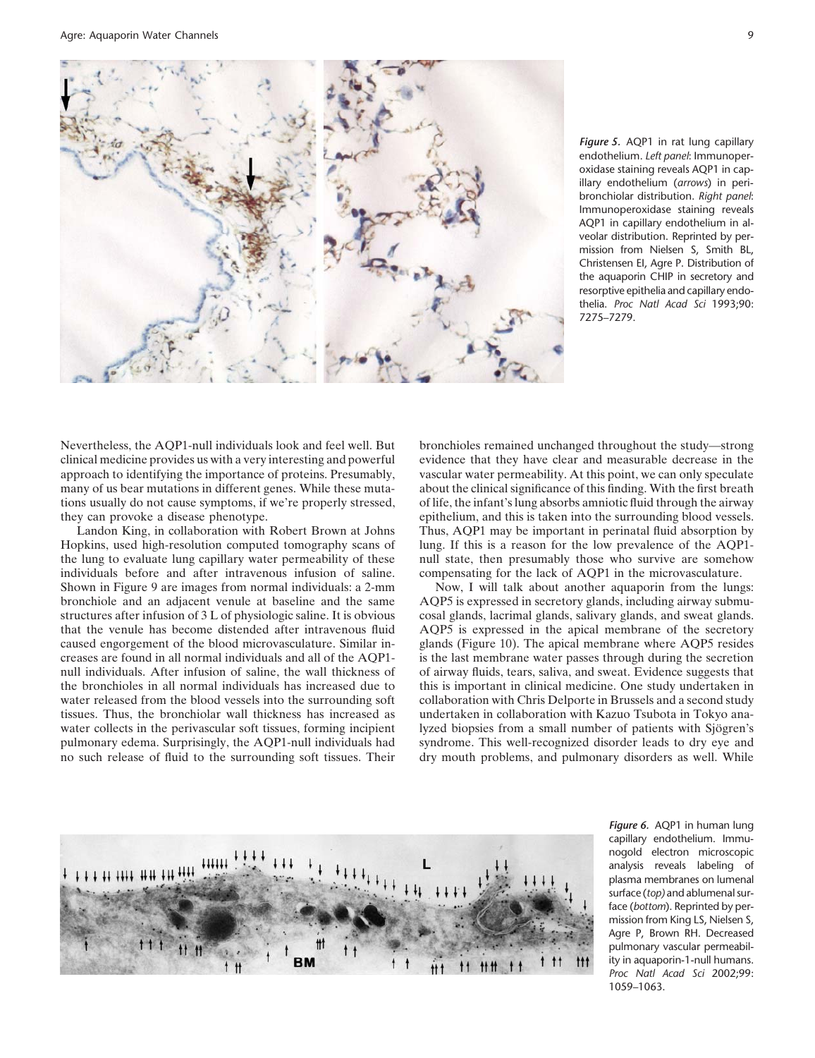*Figure 5.* AQP1 in rat lung capillary endothelium. *Left panel*: Immunoperoxidase staining reveals AQP1 in capillary endothelium (*arrows*) in peribronchiolar distribution. *Right panel*: Immunoperoxidase staining reveals AQP1 in capillary endothelium in alveolar distribution. Reprinted by permission from Nielsen S, Smith BL, Christensen EI, Agre P. Distribution of the aquaporin CHIP in secretory and resorptive epithelia and capillary endothelia. *Proc Natl Acad Sci* 1993;90: 7275–7279.

Nevertheless, the AQP1-null individuals look and feel well. But clinical medicine provides us with a very interesting and powerful approach to identifying the importance of proteins. Presumably, many of us bear mutations in different genes. While these mutations usually do not cause symptoms, if we're properly stressed, they can provoke a disease phenotype.

Landon King, in collaboration with Robert Brown at Johns Hopkins, used high-resolution computed tomography scans of the lung to evaluate lung capillary water permeability of these individuals before and after intravenous infusion of saline. Shown in Figure 9 are images from normal individuals: a 2-mm bronchiole and an adjacent venule at baseline and the same structures after infusion of 3 L of physiologic saline. It is obvious that the venule has become distended after intravenous fluid caused engorgement of the blood microvasculature. Similar increases are found in all normal individuals and all of the AQP1-null individuals. After infusion of saline, the wall thickness of the bronchioles in all normal individuals has increased due to water released from the blood vessels into the surrounding soft tissues. Thus, the bronchiolar wall thickness has increased as water collects in the perivascular soft tissues, forming incipient pulmonary edema. Surprisingly, the AQP1-null individuals had no such release of fluid to the surrounding soft tissues. Their bronchioles remained unchanged throughout the study—strong evidence that they have clear and measurable decrease in the vascular water permeability. At this point, we can only speculate about the clinical significance of this finding. With the first breath of life, the infant's lung absorbs amniotic fluid through the airway epithelium, and this is taken into the surrounding blood vessels. Thus, AQP1 may be important in perinatal fluid absorption by lung. If this is a reason for the low prevalence of the AQP1-null state, then presumably those who survive are somehow compensating for the lack of AQP1 in the microvasculature.

Now, I will talk about another aquaporin from the lungs: AQP5 is expressed in secretory glands, including airway submucosal glands, lacrimal glands, salivary glands, and sweat glands. AQP5 is expressed in the apical membrane of the secretory glands (Figure 10). The apical membrane where AQP5 resides is the last membrane water passes through during the secretion of airway fluids, tears, saliva, and sweat. Evidence suggests that this is important in clinical medicine. One study undertaken in collaboration with Chris Delporte in Brussels and a second study undertaken in collaboration with Kazuo Tsubota in Tokyo analyzed biopsies from a small number of patients with Sjögren's syndrome. This well-recognized disorder leads to dry eye and dry mouth problems, and pulmonary disorders as well. While

*Figure 6.* AQP1 in human lung capillary endothelium. Immunogold electron microscopic analysis reveals labeling of plasma membranes on lumenal surface (*top*) and ablumenal surface (*bottom*). Reprinted by permission from King LS, Nielsen S, Agre P, Brown RH. Decreased pulmonary vascular permeability in aquaporin-1-null humans. *Proc Natl Acad Sci* 2002;99: 1059–1063.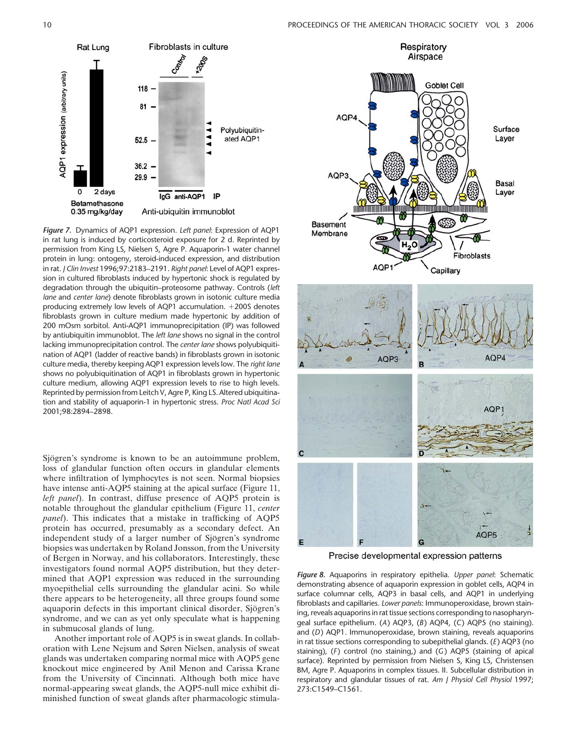*Figure 7.* Dynamics of AQP1 expression. *Left panel*: Expression of AQP1 in rat lung is induced by corticosteroid exposure for 2 d. Reprinted by permission from King LS, Nielsen S, Agre P. Aquaporin-1 water channel protein in lung: ontogeny, steroid-induced expression, and distribution in rat. *J Clin Invest* 1996;97:2183–2191. *Right panel*: Level of AQP1 expression in cultured fibroblasts induced by hypertonic shock is regulated by degradation through the ubiquitin–proteosome pathway. Controls (*left lane* and *center lane*) denote fibroblasts grown in isotonic culture media producing extremely low levels of AQP1 accumulation. +200S denotes fibroblasts grown in culture medium made hypertonic by addition of 200 mOsm sorbitol. Anti-AQP1 immunoprecipitation (IP) was followed by antiubiquitin immunoblot. The *left lane* shows no signal in the control lacking immunoprecipitation control. The *center lane* shows polyubiquitination of AQP1 (ladder of reactive bands) in fibroblasts grown in isotonic culture media, thereby keeping AQP1 expression levels low. The *right lane* shows no polyubiquitination of AQP1 in fibroblasts grown in hypertonic culture medium, allowing AQP1 expression levels to rise to high levels. Reprinted by permission from Leitch V, Agre P, King LS. Altered ubiquitination and stability of aquaporin-1 in hypertonic stress. *Proc Natl Acad Sci* 2001;98:2894–2898.

Sjögren's syndrome is known to be an autoimmune problem, loss of glandular function often occurs in glandular elements where infiltration of lymphocytes is not seen. Normal biopsies have intense anti-AQP5 staining at the apical surface (Figure 11, *left panel*). In contrast, diffuse presence of AQP5 protein is notable throughout the glandular epithelium (Figure 11, *center panel*). This indicates that a mistake in trafficking of AQP5 protein has occurred, presumably as a secondary defect. An independent study of a larger number of Sjögren's syndrome biopsies was undertaken by Roland Jonsson, from the University of Bergen in Norway, and his collaborators. Interestingly, these investigators found normal AQP5 distribution, but they determined that AQP1 expression was reduced in the surrounding myoepithelial cells surrounding the glandular acini. So while there appears to be heterogeneity, all three groups found some aquaporin defects in this important clinical disorder, Sjögren's syndrome, and we can as yet only speculate what is happening in submucosal glands of lung.

Another important role of AQP5 is in sweat glands. In collaboration with Lene Nejsum and Søren Nielsen, analysis of sweat glands was undertaken comparing normal mice with AQP5 gene knockout mice engineered by Anil Menon and Carissa Krane from the University of Cincinnati. Although both mice have normal-appearing sweat glands, the AQP5-null mice exhibit diminished function of sweat glands after pharmacologic stimula-

*Figure 8.* Aquaporins in respiratory epithelia. *Upper panel*: Schematic demonstrating absence of aquaporin expression in goblet cells, AQP4 in surface columnar cells, AQP3 in basal cells, and AQP1 in underlying fibroblasts and capillaries. *Lower panels*: Immunoperoxidase, brown staining, reveals aquaporins in rat tissue sections corresponding to nasopharyngeal surface epithelium. (*A*) AQP3, (*B*) AQP4, (*C*) AQP5 (no staining). and (*D*) AQP1. Immunoperoxidase, brown staining, reveals aquaporins in rat tissue sections corresponding to subepithelial glands. (*E*) AQP3 (no staining), (*F*) control (no staining,) and (*G*) AQP5 (staining of apical surface). Reprinted by permission from Nielsen S, King LS, Christensen BM, Agre P. Aquaporins in complex tissues. II. Subcellular distribution in respiratory and glandular tissues of rat. *Am J Physiol Cell Physiol* 1997; 273:C1549–C1561.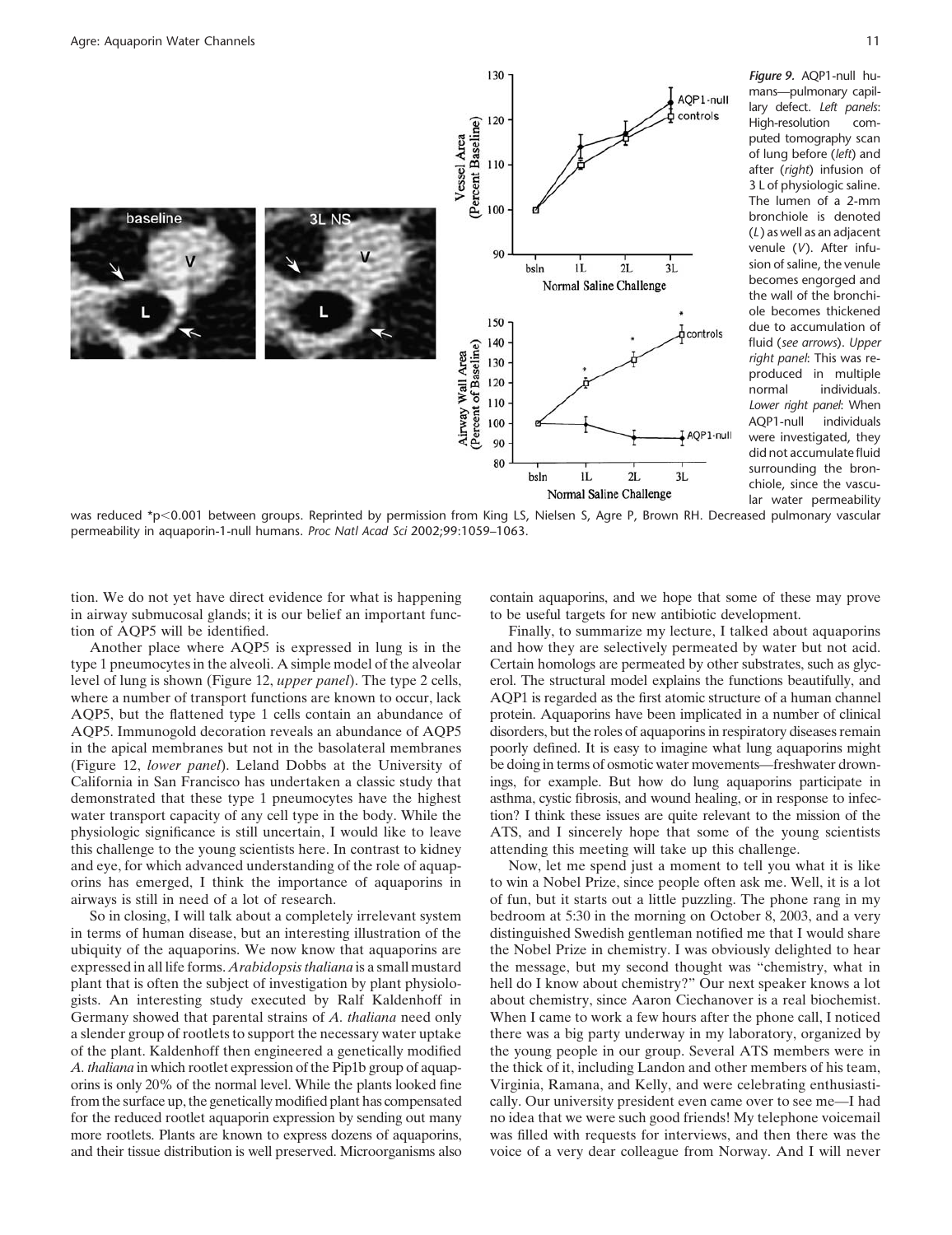baseline

V

L

3L NS

V

L

Vessel Area (Percent Baseline)

130
120
110
100
90

AQP1-null
controls

bsln 1L 2L 3L

Normal Saline Challenge

Airway Wall Area (Percent of Baseline)

150
140
130
120
110
100
90
80

controls

AQP1-null

bsln 1L 2L 3L

Normal Saline Challenge

***Figure 9.*** AQP1-null humans—pulmonary capillary defect. *Left panels*: High-resolution computed tomography scan of lung before (*left*) and after (*right*) infusion of 3 L of physiologic saline. The lumen of a 2-mm bronchiole is denoted (*L*) as well as an adjacent venule (*V*). After infusion of saline, the venule becomes engorged and the wall of the bronchiole becomes thickened due to accumulation of fluid (*see arrows*). *Upper right panel*: This was reproduced in multiple normal individuals. *Lower right panel*: When AQP1-null individuals were investigated, they did not accumulate fluid surrounding the bronchiole, since the vascular water permeability was reduced *$p<0.001$ between groups. Reprinted by permission from King LS, Nielsen S, Agre P, Brown RH. Decreased pulmonary vascular permeability in aquaporin-1-null humans. *Proc Natl Acad Sci* 2002;99:1059–1063.

tion. We do not yet have direct evidence for what is happening in airway submucosal glands; it is our belief an important function of AQP5 will be identified.

Another place where AQP5 is expressed in lung is in the type 1 pneumocytes in the alveoli. A simple model of the alveolar level of lung is shown (Figure 12, *upper panel*). The type 2 cells, where a number of transport functions are known to occur, lack AQP5, but the flattened type 1 cells contain an abundance of AQP5. Immunogold decoration reveals an abundance of AQP5 in the apical membranes but not in the basolateral membranes (Figure 12, *lower panel*). Leland Dobbs at the University of California in San Francisco has undertaken a classic study that demonstrated that these type 1 pneumocytes have the highest water transport capacity of any cell type in the body. While the physiologic significance is still uncertain, I would like to leave this challenge to the young scientists here. In contrast to kidney and eye, for which advanced understanding of the role of aquaporins has emerged, I think the importance of aquaporins in airways is still in need of a lot of research.

So in closing, I will talk about a completely irrelevant system in terms of human disease, but an interesting illustration of the ubiquity of the aquaporins. We now know that aquaporins are expressed in all life forms. *Arabidopsis thaliana* is a small mustard plant that is often the subject of investigation by plant physiologists. An interesting study executed by Ralf Kaldenhoff in Germany showed that parental strains of *A. thaliana* need only a slender group of rootlets to support the necessary water uptake of the plant. Kaldenhoff then engineered a genetically modified *A. thaliana* in which rootlet expression of the Pip1b group of aquaporins is only 20% of the normal level. While the plants looked fine from the surface up, the genetically modified plant has compensated for the reduced rootlet aquaporin expression by sending out many more rootlets. Plants are known to express dozens of aquaporins, and their tissue distribution is well preserved. Microorganisms also contain aquaporins, and we hope that some of these may prove to be useful targets for new antibiotic development.

Finally, to summarize my lecture, I talked about aquaporins and how they are selectively permeated by water but not acid. Certain homologs are permeated by other substrates, such as glycerol. The structural model explains the functions beautifully, and AQP1 is regarded as the first atomic structure of a human channel protein. Aquaporins have been implicated in a number of clinical disorders, but the roles of aquaporins in respiratory diseases remain poorly defined. It is easy to imagine what lung aquaporins might be doing in terms of osmotic water movements—freshwater drownings, for example. But how do lung aquaporins participate in asthma, cystic fibrosis, and wound healing, or in response to infection? I think these issues are quite relevant to the mission of the ATS, and I sincerely hope that some of the young scientists attending this meeting will take up this challenge.

Now, let me spend just a moment to tell you what it is like to win a Nobel Prize, since people often ask me. Well, it is a lot of fun, but it starts out a little puzzling. The phone rang in my bedroom at 5:30 in the morning on October 8, 2003, and a very distinguished Swedish gentleman notified me that I would share the Nobel Prize in chemistry. I was obviously delighted to hear the message, but my second thought was "chemistry, what in hell do I know about chemistry?" Our next speaker knows a lot about chemistry, since Aaron Ciechanover is a real biochemist. When I came to work a few hours after the phone call, I noticed there was a big party underway in my laboratory, organized by the young people in our group. Several ATS members were in the thick of it, including Landon and other members of his team, Virginia, Ramana, and Kelly, and were celebrating enthusiastically. Our university president even came over to see me—I had no idea that we were such good friends! My telephone voicemail was filled with requests for interviews, and then there was the voice of a very dear colleague from Norway. And I will never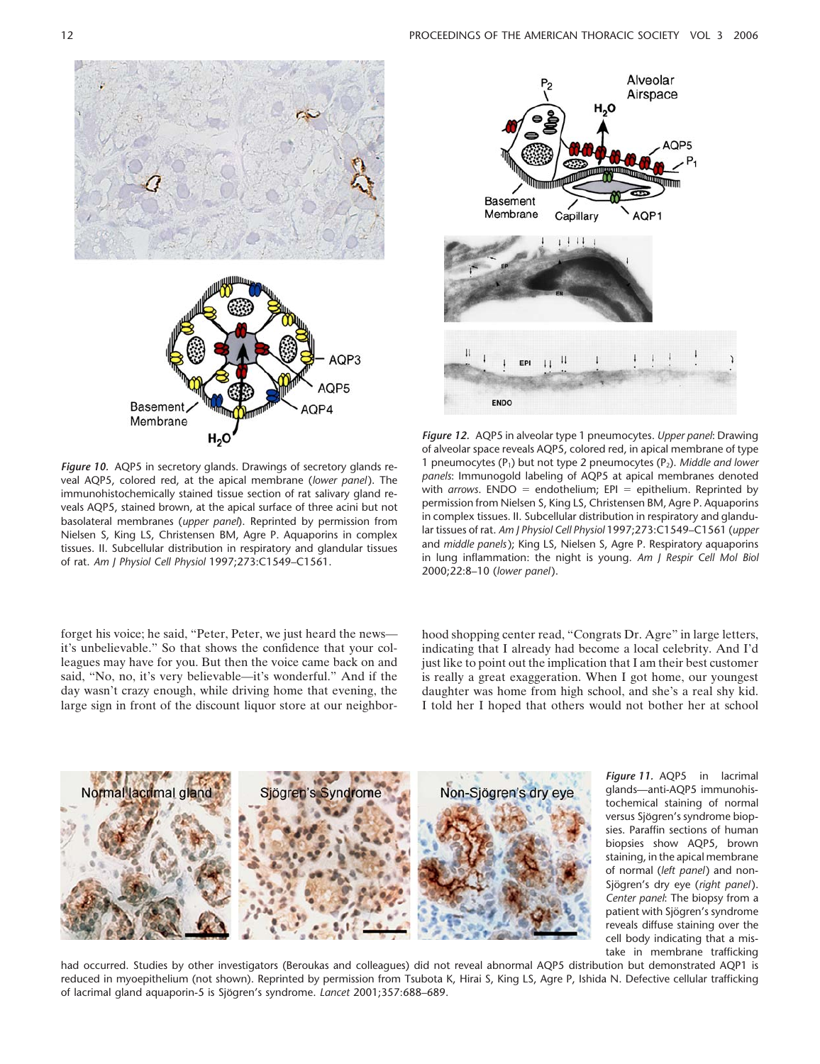*Figure 10.* AQP5 in secretory glands. Drawings of secretory glands reveal AQP5, colored red, at the apical membrane (*lower panel*). The immunohistochemically stained tissue section of rat salivary gland reveals AQP5, stained brown, at the apical surface of three acini but not basolateral membranes (*upper panel*). Reprinted by permission from Nielsen S, King LS, Christensen BM, Agre P. Aquaporins in complex tissues. II. Subcellular distribution in respiratory and glandular tissues of rat. *Am J Physiol Cell Physiol* 1997;273:C1549–C1561.

*Figure 12.* AQP5 in alveolar type 1 pneumocytes. *Upper panel*: Drawing of alveolar space reveals AQP5, colored red, in apical membrane of type 1 pneumocytes ($P_1$) but not type 2 pneumocytes ($P_2$). *Middle and lower panels*: Immunogold labeling of AQP5 at apical membranes denoted with *arrows*. ENDO = endothelium; EPI = epithelium. Reprinted by permission from Nielsen S, King LS, Christensen BM, Agre P. Aquaporins in complex tissues. II. Subcellular distribution in respiratory and glandular tissues of rat. *Am J Physiol Cell Physiol* 1997;273:C1549–C1561 (*upper* and *middle panels*); King LS, Nielsen S, Agre P. Respiratory aquaporins in lung inflammation: the night is young. *Am J Respir Cell Mol Biol* 2000;22:8–10 (*lower panel*).

forget his voice; he said, "Peter, Peter, we just heard the news—it's unbelievable." So that shows the confidence that your colleagues may have for you. But then the voice came back on and said, "No, no, it's very believable—it's wonderful." And if the day wasn't crazy enough, while driving home that evening, the large sign in front of the discount liquor store at our neighborhood shopping center read, "Congrats Dr. Agre" in large letters, indicating that I already had become a local celebrity. And I'd just like to point out the implication that I am their best customer is really a great exaggeration. When I got home, our youngest daughter was home from high school, and she's a real shy kid. I told her I hoped that others would not bother her at school

*Figure 11.* AQP5 in lacrimal glands—anti-AQP5 immunohistochemical staining of normal versus Sjögren's syndrome biopsies. Paraffin sections of human biopsies show AQP5, brown staining, in the apical membrane of normal (*left panel*) and non-Sjögren's dry eye (*right panel*). *Center panel*: The biopsy from a patient with Sjögren's syndrome reveals diffuse staining over the cell body indicating that a mistake in membrane trafficking had occurred. Studies by other investigators (Beroukas and colleagues) did not reveal abnormal AQP5 distribution but demonstrated AQP1 is reduced in myoepithelium (not shown). Reprinted by permission from Tsubota K, Hirai S, King LS, Agre P, Ishida N. Defective cellular trafficking of lacrimal gland aquaporin-5 is Sjögren's syndrome. *Lancet* 2001;357:688–689.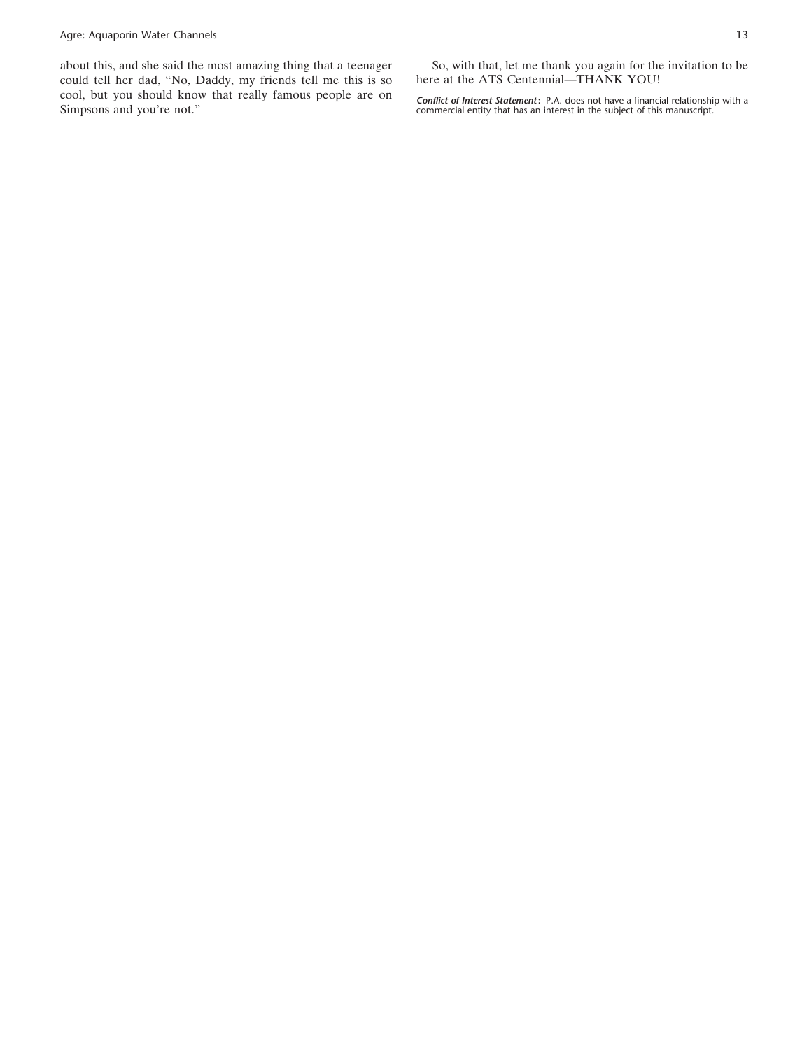about this, and she said the most amazing thing that a teenager could tell her dad, "No, Daddy, my friends tell me this is so cool, but you should know that really famous people are on Simpsons and you're not."

So, with that, let me thank you again for the invitation to be here at the ATS Centennial—THANK YOU!

***Conflict of Interest Statement*:** P.A. does not have a financial relationship with a commercial entity that has an interest in the subject of this manuscript.